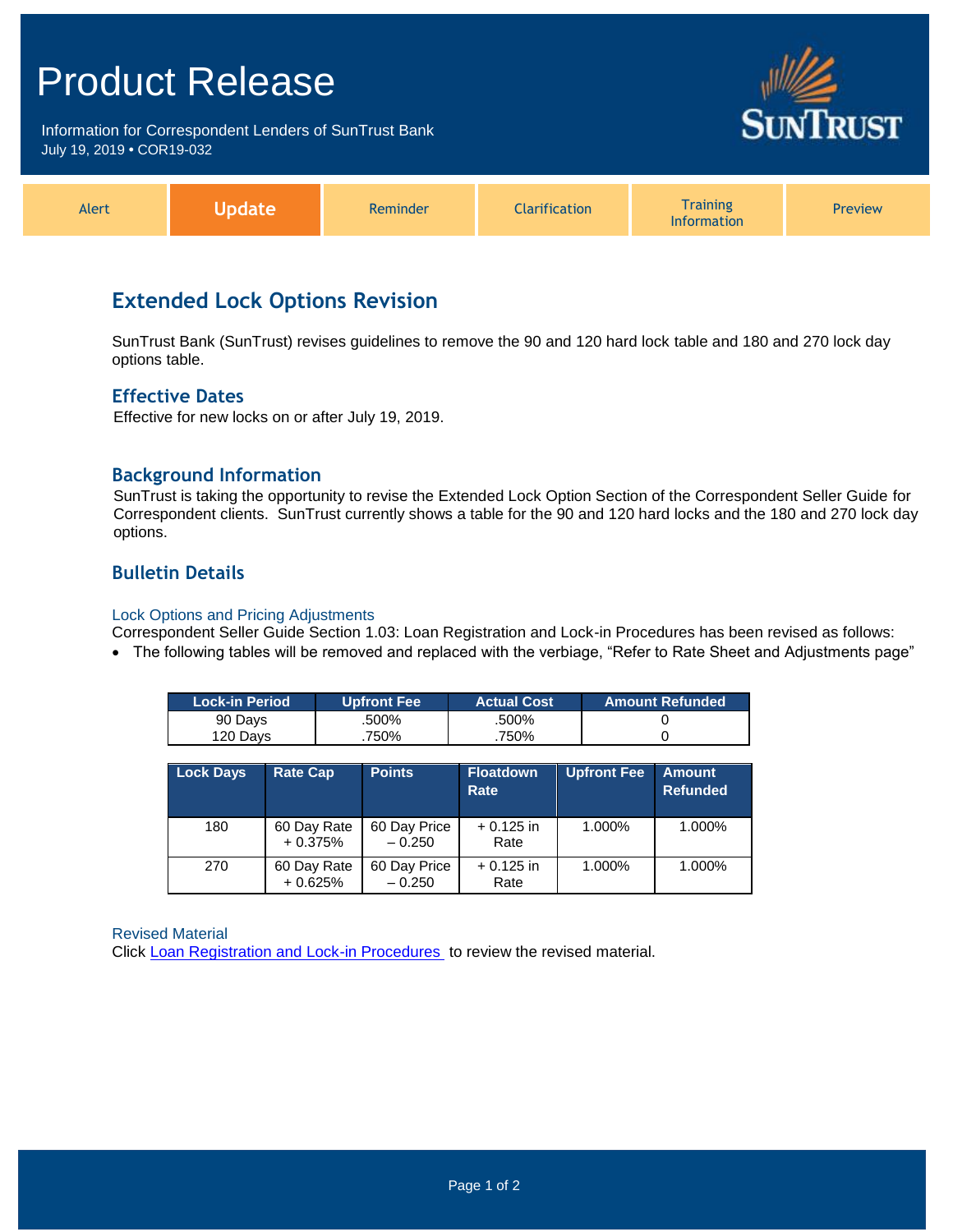# Product Release

Information for Correspondent Lenders of SunTrust Bank
July 19, 2019 • COR19-032

| Alert | **Update** | Reminder | Clarification | Training Information | Preview |
|---|---|---|---|---|---|

## Extended Lock Options Revision

SunTrust Bank (SunTrust) revises guidelines to remove the 90 and 120 hard lock table and 180 and 270 lock day options table.

### Effective Dates

Effective for new locks on or after July 19, 2019.

### Background Information

SunTrust is taking the opportunity to revise the Extended Lock Option Section of the Correspondent Seller Guide for Correspondent clients. SunTrust currently shows a table for the 90 and 120 hard locks and the 180 and 270 lock day options.

### Bulletin Details

#### Lock Options and Pricing Adjustments

Correspondent Seller Guide Section 1.03: Loan Registration and Lock-in Procedures has been revised as follows:

- The following tables will be removed and replaced with the verbiage, “Refer to Rate Sheet and Adjustments page”

| Lock-in Period | Upfront Fee | Actual Cost | Amount Refunded |
|---|---|---|---|
| 90 Days | .500% | .500% | 0 |
| 120 Days | .750% | .750% | 0 |

| Lock Days | Rate Cap | Points | Floatdown Rate | Upfront Fee | Amount Refunded |
|---|---|---|---|---|---|
| 180 | 60 Day Rate + 0.375% | 60 Day Price – 0.250 | + 0.125 in Rate | 1.000% | 1.000% |
| 270 | 60 Day Rate + 0.625% | 60 Day Price – 0.250 | + 0.125 in Rate | 1.000% | 1.000% |

#### Revised Material

Click Loan Registration and Lock-in Procedures to review the revised material.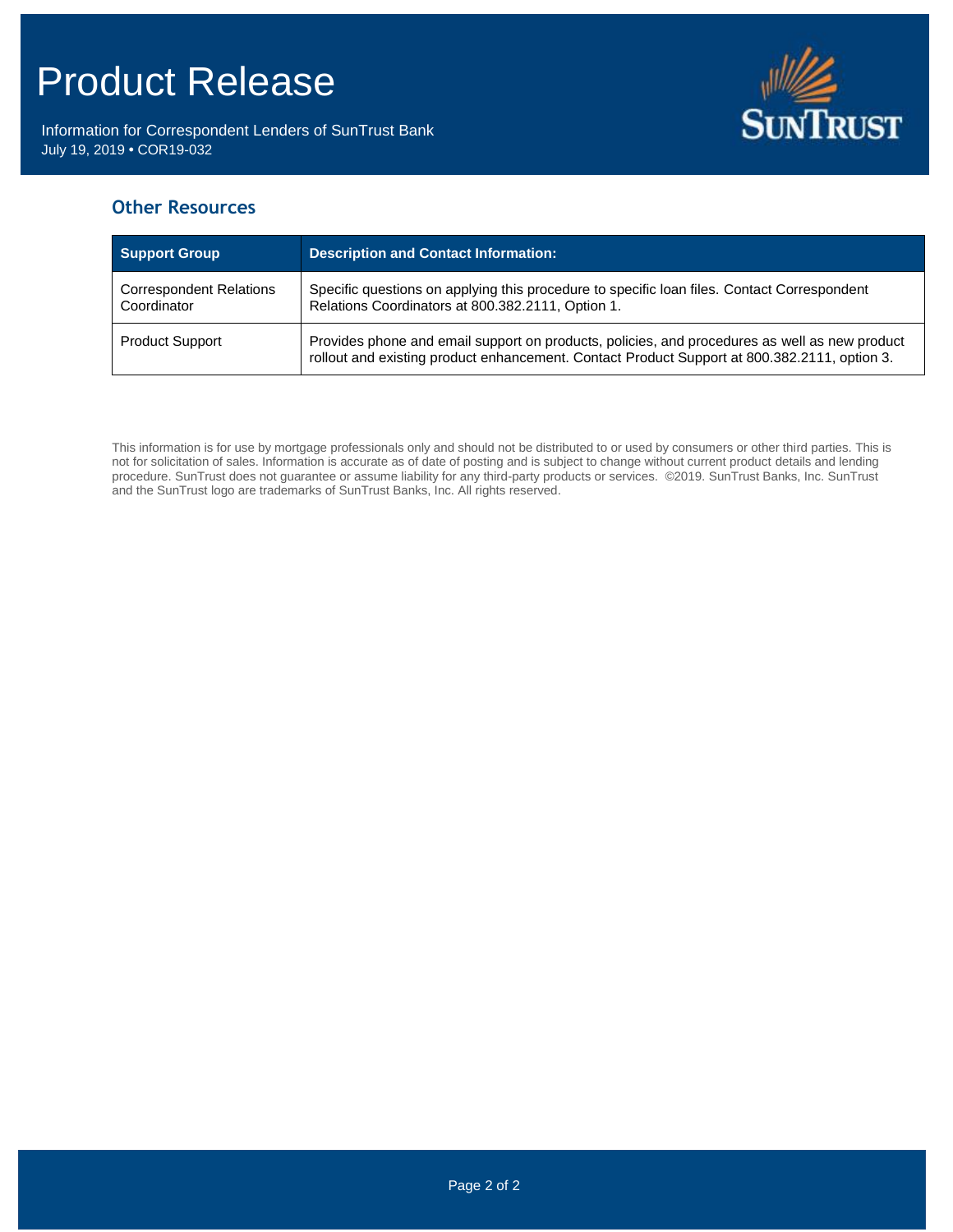# Product Release

Information for Correspondent Lenders of SunTrust Bank
July 19, 2019 • COR19-032

## Other Resources

| Support Group | Description and Contact Information: |
| --- | --- |
| Correspondent Relations Coordinator | Specific questions on applying this procedure to specific loan files. Contact Correspondent Relations Coordinators at 800.382.2111, Option 1. |
| Product Support | Provides phone and email support on products, policies, and procedures as well as new product rollout and existing product enhancement. Contact Product Support at 800.382.2111, option 3. |

This information is for use by mortgage professionals only and should not be distributed to or used by consumers or other third parties. This is not for solicitation of sales. Information is accurate as of date of posting and is subject to change without current product details and lending procedure. SunTrust does not guarantee or assume liability for any third-party products or services. ©2019. SunTrust Banks, Inc. SunTrust and the SunTrust logo are trademarks of SunTrust Banks, Inc. All rights reserved.